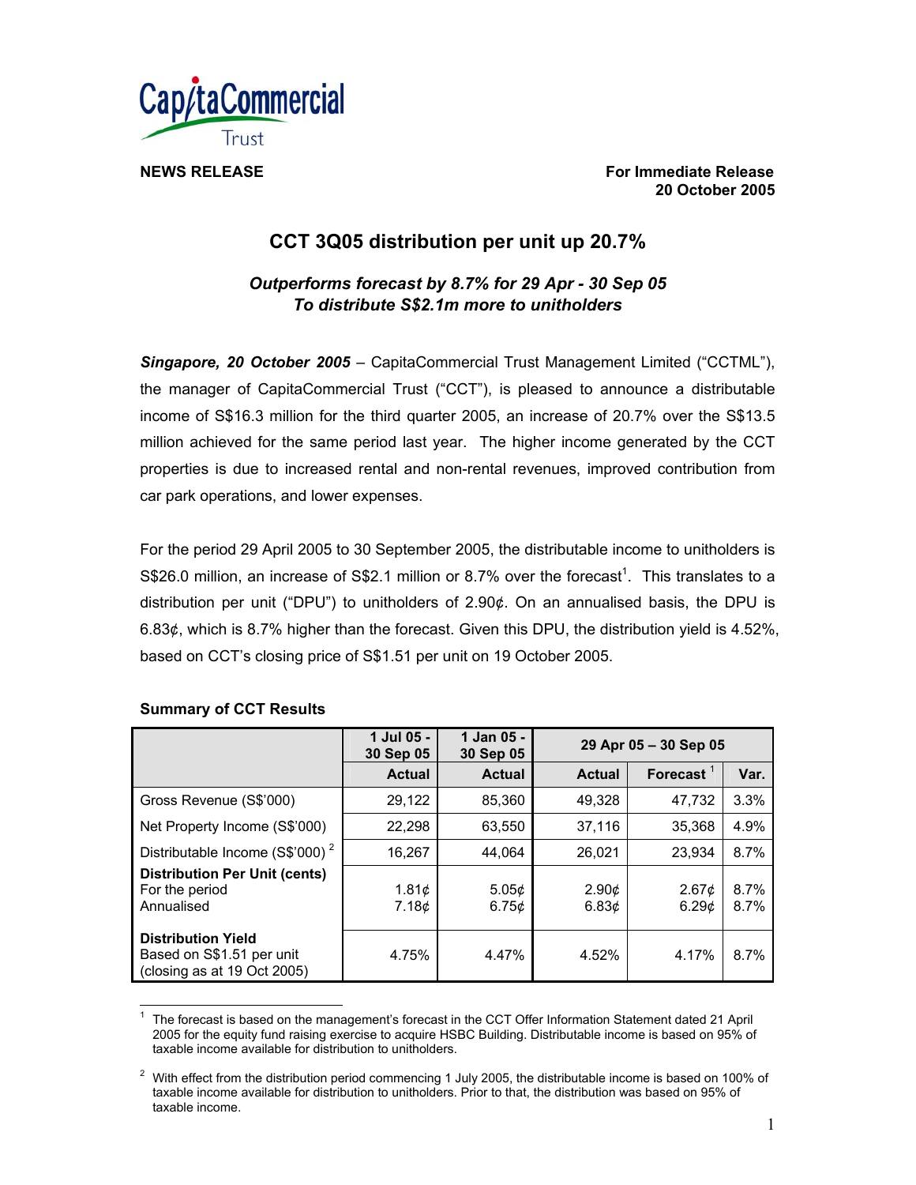CapitaCommercial Trust

**NEWS RELEASE**

**For Immediate Release**
**20 October 2005**

# CCT 3Q05 distribution per unit up 20.7%

***Outperforms forecast by 8.7% for 29 Apr - 30 Sep 05***
***To distribute S$2.1m more to unitholders***

***Singapore, 20 October 2005*** – CapitaCommercial Trust Management Limited ("CCTML"), the manager of CapitaCommercial Trust ("CCT"), is pleased to announce a distributable income of S$16.3 million for the third quarter 2005, an increase of 20.7% over the S$13.5 million achieved for the same period last year. The higher income generated by the CCT properties is due to increased rental and non-rental revenues, improved contribution from car park operations, and lower expenses.

For the period 29 April 2005 to 30 September 2005, the distributable income to unitholders is S$26.0 million, an increase of S$2.1 million or 8.7% over the forecast[1]. This translates to a distribution per unit ("DPU") to unitholders of 2.90¢. On an annualised basis, the DPU is 6.83¢, which is 8.7% higher than the forecast. Given this DPU, the distribution yield is 4.52%, based on CCT's closing price of S$1.51 per unit on 19 October 2005.

**Summary of CCT Results**

| | 1 Jul 05 - 30 Sep 05 | 1 Jan 05 - 30 Sep 05 | 29 Apr 05 – 30 Sep 05 | | |
|---|---|---|---|---|---|
| | **Actual** | **Actual** | **Actual** | **Forecast** [1] | **Var.** |
| Gross Revenue (S$'000) | 29,122 | 85,360 | 49,328 | 47,732 | 3.3% |
| Net Property Income (S$'000) | 22,298 | 63,550 | 37,116 | 35,368 | 4.9% |
| Distributable Income (S$'000) [2] | 16,267 | 44,064 | 26,021 | 23,934 | 8.7% |
| **Distribution Per Unit (cents)** | | | | | |
| For the period | 1.81¢ | 5.05¢ | 2.90¢ | 2.67¢ | 8.7% |
| Annualised | 7.18¢ | 6.75¢ | 6.83¢ | 6.29¢ | 8.7% |
| **Distribution Yield** Based on S$1.51 per unit (closing as at 19 Oct 2005) | 4.75% | 4.47% | 4.52% | 4.17% | 8.7% |

[1] The forecast is based on the management's forecast in the CCT Offer Information Statement dated 21 April 2005 for the equity fund raising exercise to acquire HSBC Building. Distributable income is based on 95% of taxable income available for distribution to unitholders.

[2] With effect from the distribution period commencing 1 July 2005, the distributable income is based on 100% of taxable income available for distribution to unitholders. Prior to that, the distribution was based on 95% of taxable income.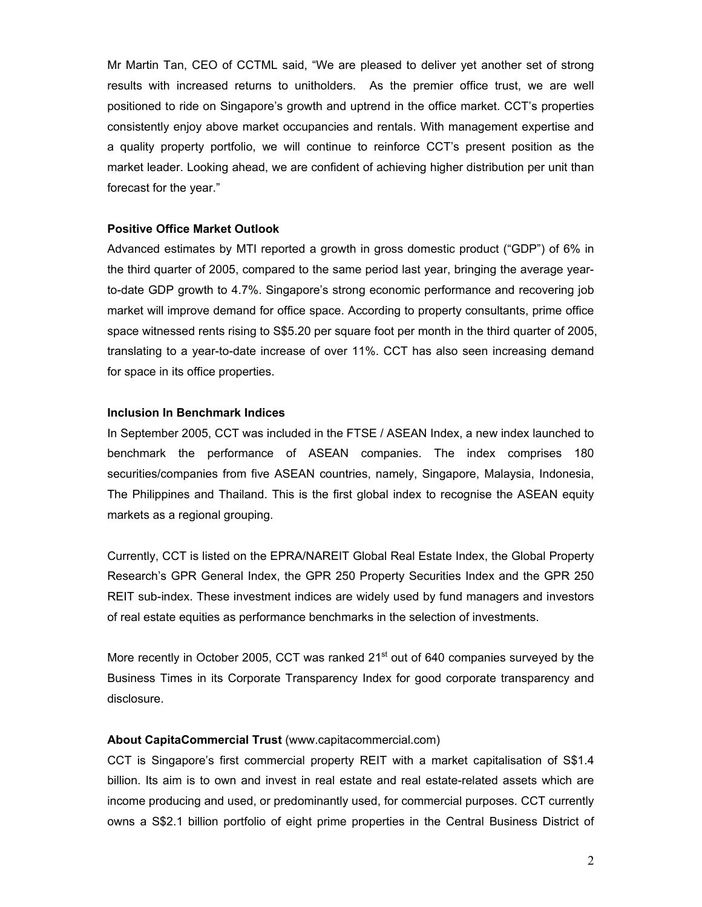Mr Martin Tan, CEO of CCTML said, "We are pleased to deliver yet another set of strong results with increased returns to unitholders. As the premier office trust, we are well positioned to ride on Singapore's growth and uptrend in the office market. CCT's properties consistently enjoy above market occupancies and rentals. With management expertise and a quality property portfolio, we will continue to reinforce CCT's present position as the market leader. Looking ahead, we are confident of achieving higher distribution per unit than forecast for the year."

**Positive Office Market Outlook**

Advanced estimates by MTI reported a growth in gross domestic product ("GDP") of 6% in the third quarter of 2005, compared to the same period last year, bringing the average year-to-date GDP growth to 4.7%. Singapore's strong economic performance and recovering job market will improve demand for office space. According to property consultants, prime office space witnessed rents rising to S$5.20 per square foot per month in the third quarter of 2005, translating to a year-to-date increase of over 11%. CCT has also seen increasing demand for space in its office properties.

**Inclusion In Benchmark Indices**

In September 2005, CCT was included in the FTSE / ASEAN Index, a new index launched to benchmark the performance of ASEAN companies. The index comprises 180 securities/companies from five ASEAN countries, namely, Singapore, Malaysia, Indonesia, The Philippines and Thailand. This is the first global index to recognise the ASEAN equity markets as a regional grouping.

Currently, CCT is listed on the EPRA/NAREIT Global Real Estate Index, the Global Property Research's GPR General Index, the GPR 250 Property Securities Index and the GPR 250 REIT sub-index. These investment indices are widely used by fund managers and investors of real estate equities as performance benchmarks in the selection of investments.

More recently in October 2005, CCT was ranked 21st out of 640 companies surveyed by the Business Times in its Corporate Transparency Index for good corporate transparency and disclosure.

**About CapitaCommercial Trust** (www.capitacommercial.com)

CCT is Singapore's first commercial property REIT with a market capitalisation of S$1.4 billion. Its aim is to own and invest in real estate and real estate-related assets which are income producing and used, or predominantly used, for commercial purposes. CCT currently owns a S$2.1 billion portfolio of eight prime properties in the Central Business District of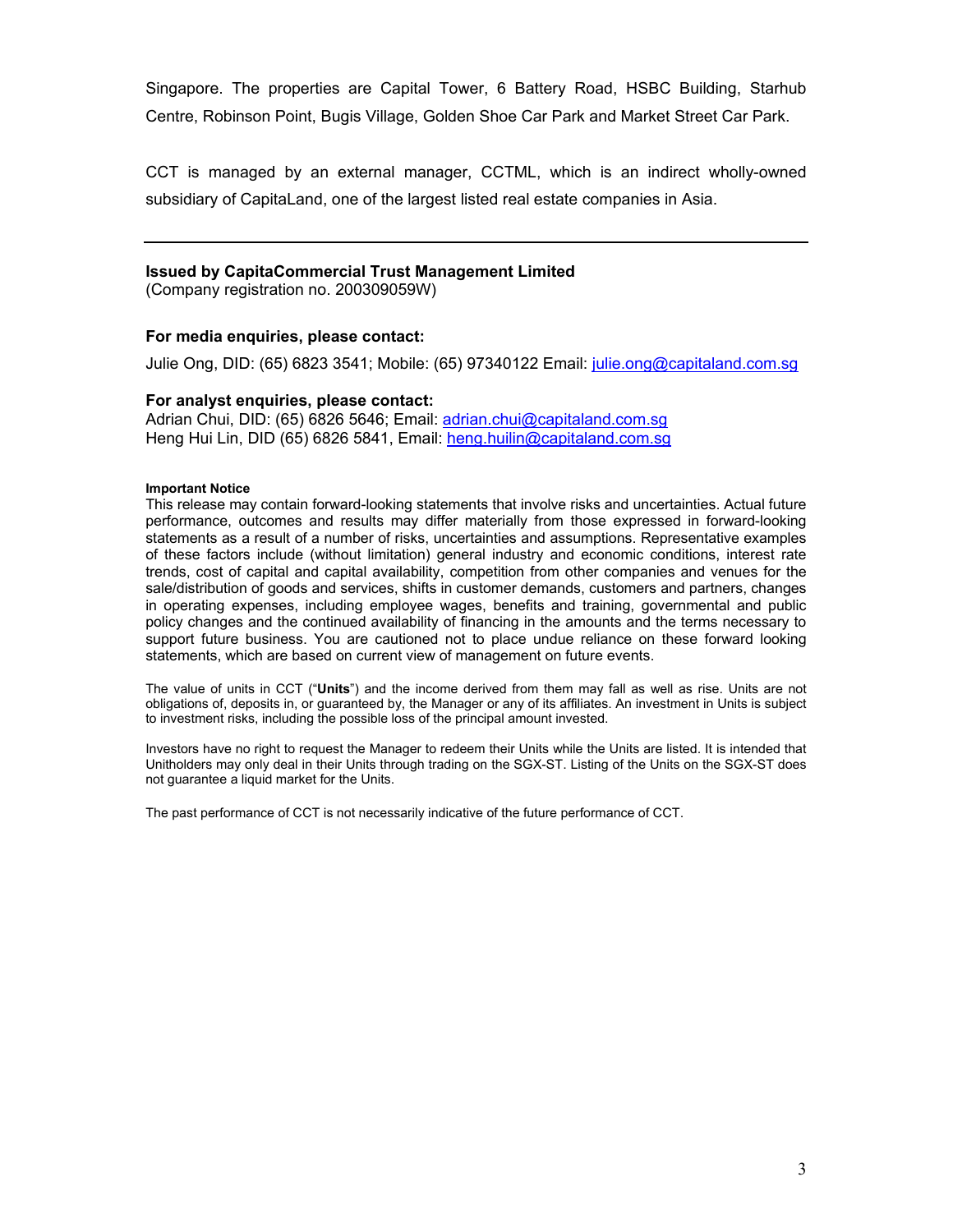Singapore. The properties are Capital Tower, 6 Battery Road, HSBC Building, Starhub Centre, Robinson Point, Bugis Village, Golden Shoe Car Park and Market Street Car Park.

CCT is managed by an external manager, CCTML, which is an indirect wholly-owned subsidiary of CapitaLand, one of the largest listed real estate companies in Asia.

---

**Issued by CapitaCommercial Trust Management Limited**
(Company registration no. 200309059W)

**For media enquiries, please contact:**

Julie Ong, DID: (65) 6823 3541; Mobile: (65) 97340122 Email: julie.ong@capitaland.com.sg

**For analyst enquiries, please contact:**
Adrian Chui, DID: (65) 6826 5646; Email: adrian.chui@capitaland.com.sg
Heng Hui Lin, DID (65) 6826 5841, Email: heng.huilin@capitaland.com.sg

**Important Notice**
This release may contain forward-looking statements that involve risks and uncertainties. Actual future performance, outcomes and results may differ materially from those expressed in forward-looking statements as a result of a number of risks, uncertainties and assumptions. Representative examples of these factors include (without limitation) general industry and economic conditions, interest rate trends, cost of capital and capital availability, competition from other companies and venues for the sale/distribution of goods and services, shifts in customer demands, customers and partners, changes in operating expenses, including employee wages, benefits and training, governmental and public policy changes and the continued availability of financing in the amounts and the terms necessary to support future business. You are cautioned not to place undue reliance on these forward looking statements, which are based on current view of management on future events.

The value of units in CCT ("**Units**") and the income derived from them may fall as well as rise. Units are not obligations of, deposits in, or guaranteed by, the Manager or any of its affiliates. An investment in Units is subject to investment risks, including the possible loss of the principal amount invested.

Investors have no right to request the Manager to redeem their Units while the Units are listed. It is intended that Unitholders may only deal in their Units through trading on the SGX-ST. Listing of the Units on the SGX-ST does not guarantee a liquid market for the Units.

The past performance of CCT is not necessarily indicative of the future performance of CCT.